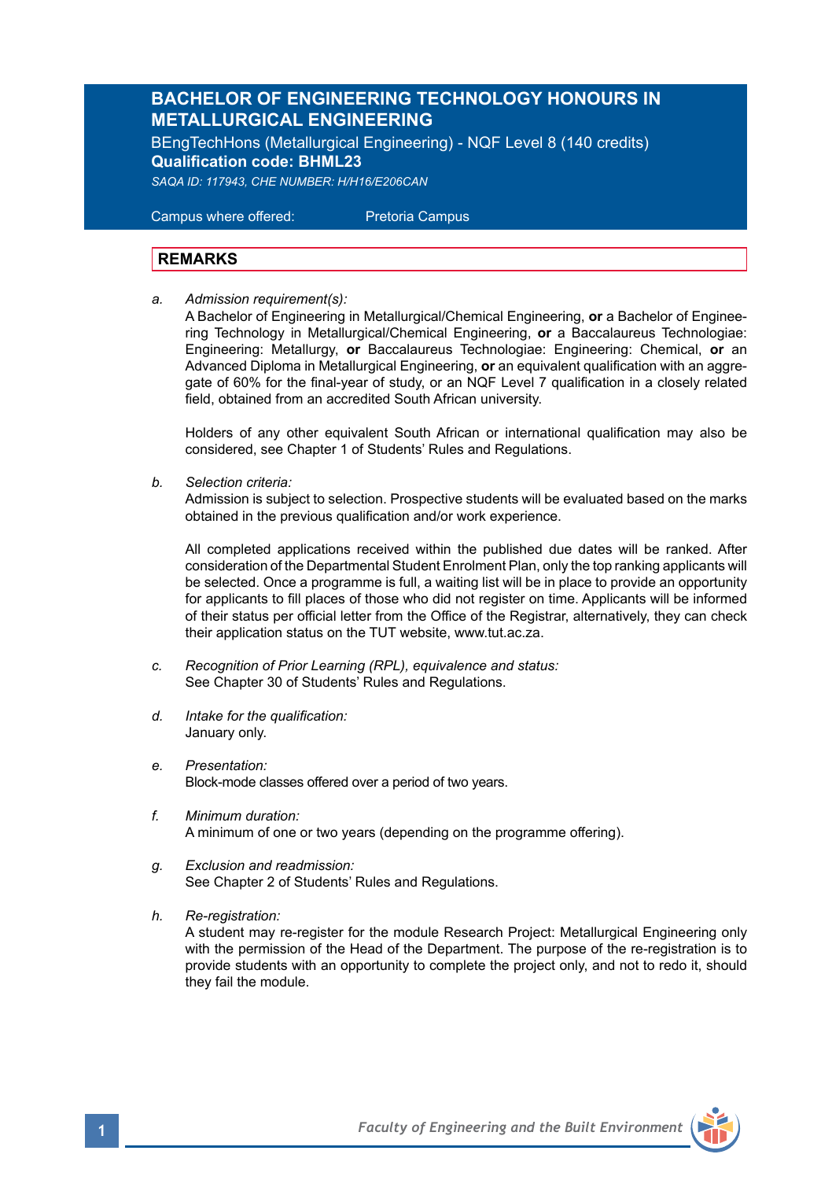# BACHELOR OF ENGINEERING TECHNOLOGY HONOURS IN METALLURGICAL ENGINEERING

BEngTechHons (Metallurgical Engineering) - NQF Level 8 (140 credits)
**Qualification code: BHML23**
*SAQA ID: 117943, CHE NUMBER: H/H16/E206CAN*

Campus where offered: Pretoria Campus

## REMARKS

a. *Admission requirement(s):*
A Bachelor of Engineering in Metallurgical/Chemical Engineering, **or** a Bachelor of Engineering Technology in Metallurgical/Chemical Engineering, **or** a Baccalaureus Technologiae: Engineering: Metallurgy, **or** Baccalaureus Technologiae: Engineering: Chemical, **or** an Advanced Diploma in Metallurgical Engineering, **or** an equivalent qualification with an aggregate of 60% for the final-year of study, or an NQF Level 7 qualification in a closely related field, obtained from an accredited South African university.

Holders of any other equivalent South African or international qualification may also be considered, see Chapter 1 of Students' Rules and Regulations.

b. *Selection criteria:*
Admission is subject to selection. Prospective students will be evaluated based on the marks obtained in the previous qualification and/or work experience.

All completed applications received within the published due dates will be ranked. After consideration of the Departmental Student Enrolment Plan, only the top ranking applicants will be selected. Once a programme is full, a waiting list will be in place to provide an opportunity for applicants to fill places of those who did not register on time. Applicants will be informed of their status per official letter from the Office of the Registrar, alternatively, they can check their application status on the TUT website, www.tut.ac.za.

c. *Recognition of Prior Learning (RPL), equivalence and status:*
See Chapter 30 of Students' Rules and Regulations.

d. *Intake for the qualification:*
January only.

e. *Presentation:*
Block-mode classes offered over a period of two years.

f. *Minimum duration:*
A minimum of one or two years (depending on the programme offering).

g. *Exclusion and readmission:*
See Chapter 2 of Students' Rules and Regulations.

h. *Re-registration:*
A student may re-register for the module Research Project: Metallurgical Engineering only with the permission of the Head of the Department. The purpose of the re-registration is to provide students with an opportunity to complete the project only, and not to redo it, should they fail the module.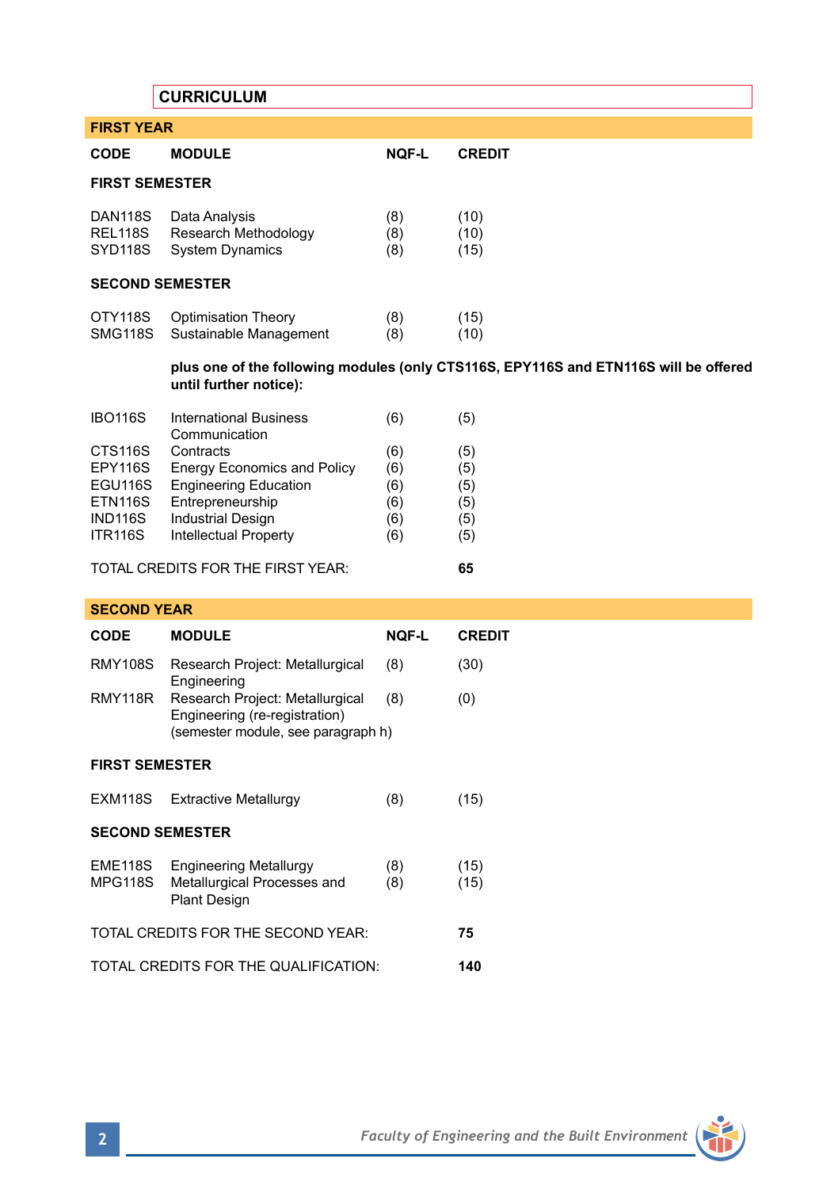## CURRICULUM

### FIRST YEAR

| CODE | MODULE | NQF-L | CREDIT |
|---|---|---|---|
| **FIRST SEMESTER** | | | |
| DAN118S | Data Analysis | (8) | (10) |
| REL118S | Research Methodology | (8) | (10) |
| SYD118S | System Dynamics | (8) | (15) |
| **SECOND SEMESTER** | | | |
| OTY118S | Optimisation Theory | (8) | (15) |
| SMG118S | Sustainable Management | (8) | (10) |

**plus one of the following modules (only CTS116S, EPY116S and ETN116S will be offered until further notice):**

| CODE | MODULE | NQF-L | CREDIT |
|---|---|---|---|
| IBO116S | International Business Communication | (6) | (5) |
| CTS116S | Contracts | (6) | (5) |
| EPY116S | Energy Economics and Policy | (6) | (5) |
| EGU116S | Engineering Education | (6) | (5) |
| ETN116S | Entrepreneurship | (6) | (5) |
| IND116S | Industrial Design | (6) | (5) |
| ITR116S | Intellectual Property | (6) | (5) |

TOTAL CREDITS FOR THE FIRST YEAR: **65**

### SECOND YEAR

| CODE | MODULE | NQF-L | CREDIT |
|---|---|---|---|
| RMY108S | Research Project: Metallurgical Engineering | (8) | (30) |
| RMY118R | Research Project: Metallurgical Engineering (re-registration) (semester module, see paragraph h) | (8) | (0) |
| **FIRST SEMESTER** | | | |
| EXM118S | Extractive Metallurgy | (8) | (15) |
| **SECOND SEMESTER** | | | |
| EME118S | Engineering Metallurgy | (8) | (15) |
| MPG118S | Metallurgical Processes and Plant Design | (8) | (15) |

TOTAL CREDITS FOR THE SECOND YEAR: **75**

TOTAL CREDITS FOR THE QUALIFICATION: **140**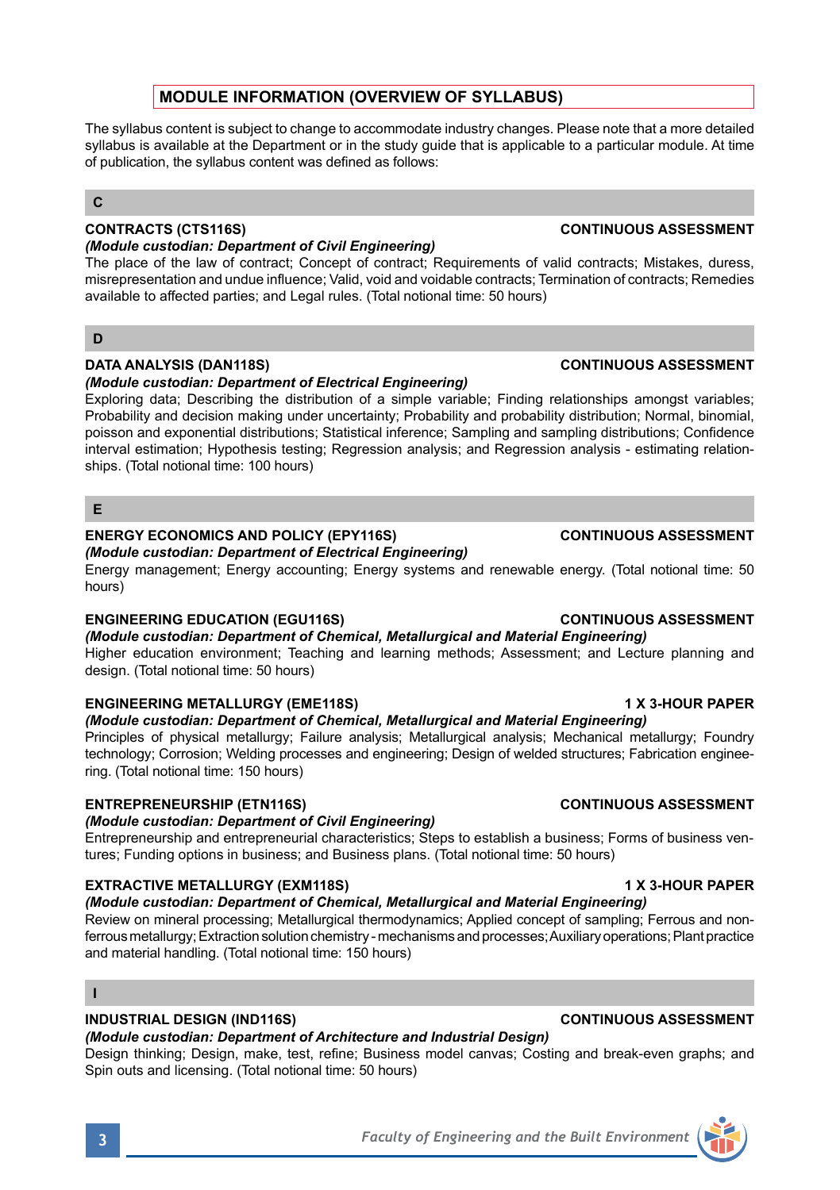## MODULE INFORMATION (OVERVIEW OF SYLLABUS)

The syllabus content is subject to change to accommodate industry changes. Please note that a more detailed syllabus is available at the Department or in the study guide that is applicable to a particular module. At time of publication, the syllabus content was defined as follows:

### C

**CONTRACTS (CTS116S)** **CONTINUOUS ASSESSMENT**

*(Module custodian: Department of Civil Engineering)*

The place of the law of contract; Concept of contract; Requirements of valid contracts; Mistakes, duress, misrepresentation and undue influence; Valid, void and voidable contracts; Termination of contracts; Remedies available to affected parties; and Legal rules. (Total notional time: 50 hours)

### D

**DATA ANALYSIS (DAN118S)** **CONTINUOUS ASSESSMENT**

*(Module custodian: Department of Electrical Engineering)*

Exploring data; Describing the distribution of a simple variable; Finding relationships amongst variables; Probability and decision making under uncertainty; Probability and probability distribution; Normal, binomial, poisson and exponential distributions; Statistical inference; Sampling and sampling distributions; Confidence interval estimation; Hypothesis testing; Regression analysis; and Regression analysis - estimating relationships. (Total notional time: 100 hours)

### E

**ENERGY ECONOMICS AND POLICY (EPY116S)** **CONTINUOUS ASSESSMENT**

*(Module custodian: Department of Electrical Engineering)*

Energy management; Energy accounting; Energy systems and renewable energy. (Total notional time: 50 hours)

**ENGINEERING EDUCATION (EGU116S)** **CONTINUOUS ASSESSMENT**

*(Module custodian: Department of Chemical, Metallurgical and Material Engineering)*

Higher education environment; Teaching and learning methods; Assessment; and Lecture planning and design. (Total notional time: 50 hours)

**ENGINEERING METALLURGY (EME118S)** **1 X 3-HOUR PAPER**

*(Module custodian: Department of Chemical, Metallurgical and Material Engineering)*

Principles of physical metallurgy; Failure analysis; Metallurgical analysis; Mechanical metallurgy; Foundry technology; Corrosion; Welding processes and engineering; Design of welded structures; Fabrication engineering. (Total notional time: 150 hours)

**ENTREPRENEURSHIP (ETN116S)** **CONTINUOUS ASSESSMENT**

*(Module custodian: Department of Civil Engineering)*

Entrepreneurship and entrepreneurial characteristics; Steps to establish a business; Forms of business ventures; Funding options in business; and Business plans. (Total notional time: 50 hours)

**EXTRACTIVE METALLURGY (EXM118S)** **1 X 3-HOUR PAPER**

*(Module custodian: Department of Chemical, Metallurgical and Material Engineering)*

Review on mineral processing; Metallurgical thermodynamics; Applied concept of sampling; Ferrous and non-ferrous metallurgy; Extraction solution chemistry - mechanisms and processes; Auxiliary operations; Plant practice and material handling. (Total notional time: 150 hours)

### I

**INDUSTRIAL DESIGN (IND116S)** **CONTINUOUS ASSESSMENT**

*(Module custodian: Department of Architecture and Industrial Design)*

Design thinking; Design, make, test, refine; Business model canvas; Costing and break-even graphs; and Spin outs and licensing. (Total notional time: 50 hours)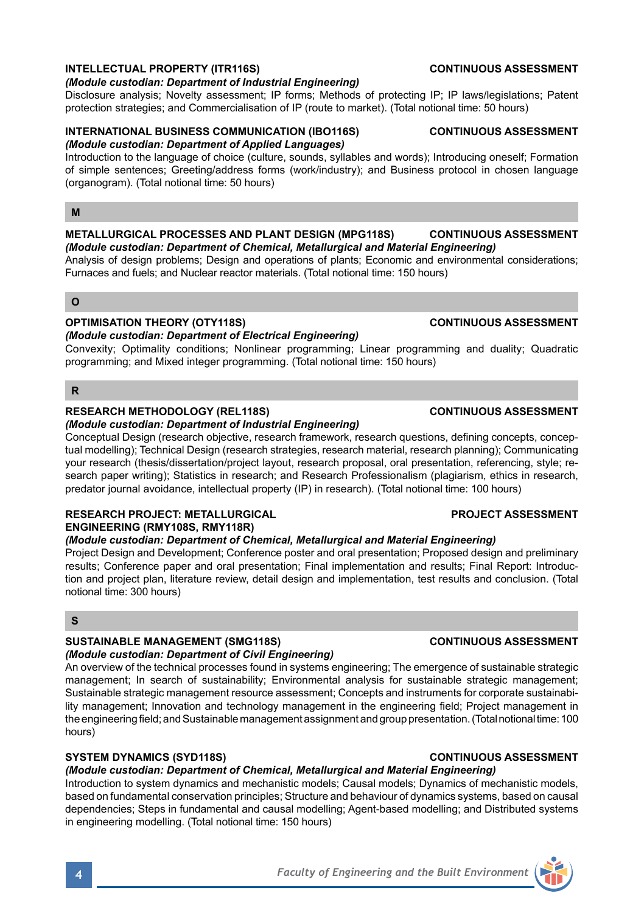### INTELLECTUAL PROPERTY (ITR116S) — CONTINUOUS ASSESSMENT

*(Module custodian: Department of Industrial Engineering)*

Disclosure analysis; Novelty assessment; IP forms; Methods of protecting IP; IP laws/legislations; Patent protection strategies; and Commercialisation of IP (route to market). (Total notional time: 50 hours)

### INTERNATIONAL BUSINESS COMMUNICATION (IBO116S) — CONTINUOUS ASSESSMENT

*(Module custodian: Department of Applied Languages)*

Introduction to the language of choice (culture, sounds, syllables and words); Introducing oneself; Formation of simple sentences; Greeting/address forms (work/industry); and Business protocol in chosen language (organogram). (Total notional time: 50 hours)

## M

### METALLURGICAL PROCESSES AND PLANT DESIGN (MPG118S) — CONTINUOUS ASSESSMENT

*(Module custodian: Department of Chemical, Metallurgical and Material Engineering)*

Analysis of design problems; Design and operations of plants; Economic and environmental considerations; Furnaces and fuels; and Nuclear reactor materials. (Total notional time: 150 hours)

## O

### OPTIMISATION THEORY (OTY118S) — CONTINUOUS ASSESSMENT

*(Module custodian: Department of Electrical Engineering)*

Convexity; Optimality conditions; Nonlinear programming; Linear programming and duality; Quadratic programming; and Mixed integer programming. (Total notional time: 150 hours)

## R

### RESEARCH METHODOLOGY (REL118S) — CONTINUOUS ASSESSMENT

*(Module custodian: Department of Industrial Engineering)*

Conceptual Design (research objective, research framework, research questions, defining concepts, conceptual modelling); Technical Design (research strategies, research material, research planning); Communicating your research (thesis/dissertation/project layout, research proposal, oral presentation, referencing, style; research paper writing); Statistics in research; and Research Professionalism (plagiarism, ethics in research, predator journal avoidance, intellectual property (IP) in research). (Total notional time: 100 hours)

### RESEARCH PROJECT: METALLURGICAL ENGINEERING (RMY108S, RMY118R) — PROJECT ASSESSMENT

*(Module custodian: Department of Chemical, Metallurgical and Material Engineering)*

Project Design and Development; Conference poster and oral presentation; Proposed design and preliminary results; Conference paper and oral presentation; Final implementation and results; Final Report: Introduction and project plan, literature review, detail design and implementation, test results and conclusion. (Total notional time: 300 hours)

## S

### SUSTAINABLE MANAGEMENT (SMG118S) — CONTINUOUS ASSESSMENT

*(Module custodian: Department of Civil Engineering)*

An overview of the technical processes found in systems engineering; The emergence of sustainable strategic management; In search of sustainability; Environmental analysis for sustainable strategic management; Sustainable strategic management resource assessment; Concepts and instruments for corporate sustainability management; Innovation and technology management in the engineering field; Project management in the engineering field; and Sustainable management assignment and group presentation. (Total notional time: 100 hours)

### SYSTEM DYNAMICS (SYD118S) — CONTINUOUS ASSESSMENT

*(Module custodian: Department of Chemical, Metallurgical and Material Engineering)*

Introduction to system dynamics and mechanistic models; Causal models; Dynamics of mechanistic models, based on fundamental conservation principles; Structure and behaviour of dynamics systems, based on causal dependencies; Steps in fundamental and causal modelling; Agent-based modelling; and Distributed systems in engineering modelling. (Total notional time: 150 hours)